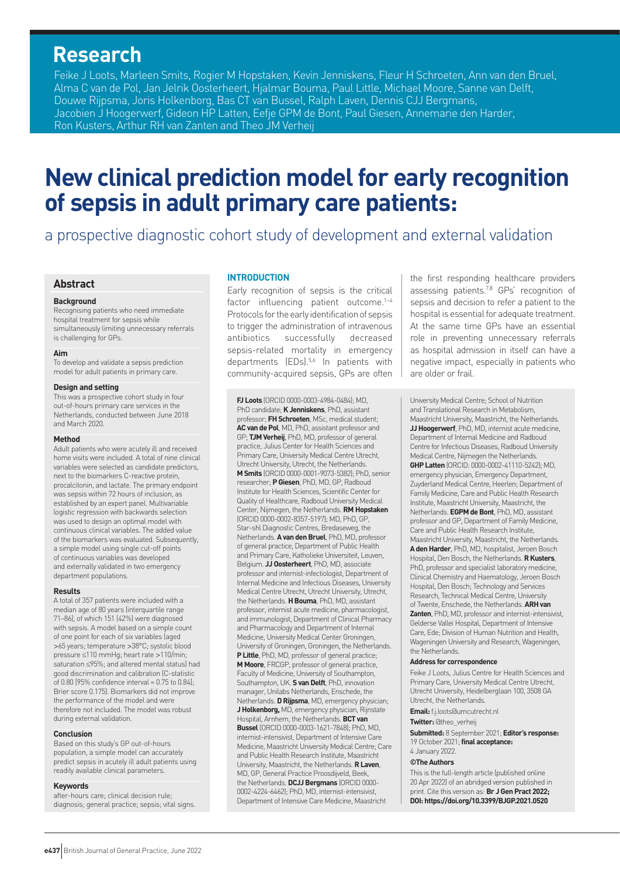# Research

Feike J Loots, Marleen Smits, Rogier M Hopstaken, Kevin Jenniskens, Fleur H Schroeten, Ann van den Bruel, Alma C van de Pol, Jan Jelrik Oosterheert, Hjalmar Bouma, Paul Little, Michael Moore, Sanne van Delft, Douwe Rijpsma, Joris Holkenborg, Bas CT van Bussel, Ralph Laven, Dennis CJJ Bergmans, Jacobien J Hoogerwerf, Gideon HP Latten, Eefje GPM de Bont, Paul Giesen, Annemarie den Harder, Ron Kusters, Arthur RH van Zanten and Theo JM Verheij

# New clinical prediction model for early recognition of sepsis in adult primary care patients:

## a prospective diagnostic cohort study of development and external validation

## Abstract

### Background

Recognising patients who need immediate hospital treatment for sepsis while simultaneously limiting unnecessary referrals is challenging for GPs.

### Aim

To develop and validate a sepsis prediction model for adult patients in primary care.

### Design and setting

This was a prospective cohort study in four out-of-hours primary care services in the Netherlands, conducted between June 2018 and March 2020.

### Method

Adult patients who were acutely ill and received home visits were included. A total of nine clinical variables were selected as candidate predictors, next to the biomarkers C-reactive protein, procalcitonin, and lactate. The primary endpoint was sepsis within 72 hours of inclusion, as established by an expert panel. Multivariable logistic regression with backwards selection was used to design an optimal model with continuous clinical variables. The added value of the biomarkers was evaluated. Subsequently, a simple model using single cut-off points of continuous variables was developed and externally validated in two emergency department populations.

### Results

A total of 357 patients were included with a median age of 80 years (interquartile range 71–86), of which 151 (42%) were diagnosed with sepsis. A model based on a simple count of one point for each of six variables (aged >65 years; temperature >38°C; systolic blood pressure ≤110 mmHg; heart rate >110/min; saturation ≤95%; and altered mental status) had good discrimination and calibration (C-statistic of 0.80 [95% confidence interval = 0.75 to 0.84]; Brier score 0.175). Biomarkers did not improve the performance of the model and were therefore not included. The model was robust during external validation.

### Conclusion

Based on this study's GP out-of-hours population, a simple model can accurately predict sepsis in acutely ill adult patients using readily available clinical parameters.

### Keywords

after-hours care; clinical decision rule; diagnosis; general practice; sepsis; vital signs.

## INTRODUCTION

Early recognition of sepsis is the critical factor influencing patient outcome.[1–4] Protocols for the early identification of sepsis to trigger the administration of intravenous antibiotics successfully decreased sepsis-related mortality in emergency departments (EDs).[5,6] In patients with community-acquired sepsis, GPs are often the first responding healthcare providers assessing patients.[7,8] GPs' recognition of sepsis and decision to refer a patient to the hospital is essential for adequate treatment. At the same time GPs have an essential role in preventing unnecessary referrals as hospital admission in itself can have a negative impact, especially in patients who are older or frail.

**FJ Loots** (ORCID 0000-0003-4984-0484); MD, PhD candidate; **K Jenniskens**, PhD, assistant professor; **FH Schroeten**, MSc, medical student; **AC van de Pol**, MD, PhD, assistant professor and GP; **TJM Verheij**, PhD, MD, professor of general practice, Julius Center for Health Sciences and Primary Care, University Medical Centre Utrecht, Utrecht University, Utrecht, the Netherlands. **M Smits** (ORCID 0000-0001-9073-5382); PhD, senior researcher; **P Giesen**, PhD, MD, GP, Radboud Institute for Health Sciences, Scientific Center for Quality of Healthcare, Radboud University Medical Center, Nijmegen, the Netherlands. **RM Hopstaken** (ORCID 0000-0002-8357-5197); MD, PhD, GP, Star-shl Diagnostic Centres, Bredaseweg, the Netherlands. **A van den Bruel**, PhD, MD, professor of general practice, Department of Public Health and Primary Care, Katholieke Universiteit, Leuven, Belgium. **JJ Oosterheert**, PhD, MD, associate professor and internist-infectiologist, Department of Internal Medicine and Infectious Diseases, University Medical Centre Utrecht, Utrecht University, Utrecht, the Netherlands. **H Bouma**, PhD, MD, assistant professor, internist acute medicine, pharmacologist, and immunologist, Department of Clinical Pharmacy and Pharmacology and Department of Internal Medicine, University Medical Center Groningen, University of Groningen, Groningen, the Netherlands. **P Little**, PhD, MD, professor of general practice; **M Moore**, FRCGP, professor of general practice, Faculty of Medicine, University of Southampton, Southampton, UK. **S van Delft**, PhD, innovation manager, Unilabs Netherlands, Enschede, the Netherlands. **D Rijpsma**, MD, emergency physician; **J Holkenborg,** MD, emergency physician, Rijnstate Hospital, Arnhem, the Netherlands. **BCT van Bussel** (ORCID 0000-0003-1621-7848); PhD, MD, internist-intensivist, Department of Intensive Care Medicine, Maastricht University Medical Centre; Care and Public Health Research Institute, Maastricht University, Maastricht, the Netherlands. **R Laven**, MD, GP, General Practice Proosdijveld, Beek, the Netherlands. **DCJJ Bergmans** (ORCID 0000-0002-4224-6462); PhD, MD, internist-intensivist, Department of Intensive Care Medicine, Maastricht University Medical Centre; School of Nutrition and Translational Research in Metabolism, Maastricht University, Maastricht, the Netherlands. **JJ Hoogerwerf**, PhD, MD, internist acute medicine, Department of Internal Medicine and Radboud Centre for Infectious Diseases, Radboud University Medical Centre, Nijmegen the Netherlands. **GHP Latten** (ORCID: 0000-0002-41110-5242); MD, emergency physician, Emergency Department, Zuyderland Medical Centre, Heerlen; Department of Family Medicine, Care and Public Health Research Institute, Maastricht University, Maastricht, the Netherlands. **EGPM de Bont**, PhD, MD, assistant professor and GP, Department of Family Medicine, Care and Public Health Research Institute, Maastricht University, Maastricht, the Netherlands. **A den Harder**, PhD, MD, hospitalist, Jeroen Bosch Hospital, Den Bosch, the Netherlands. **R Kusters**, PhD, professor and specialist laboratory medicine, Clinical Chemistry and Haematology, Jeroen Bosch Hospital, Den Bosch; Technology and Services Research, Technical Medical Centre, University of Twente, Enschede, the Netherlands. **ARH van Zanten**, PhD, MD, professor and internist-intensivist, Gelderse Vallei Hospital, Department of Intensive Care, Ede; Division of Human Nutrition and Health, Wageningen University and Research, Wageningen, the Netherlands.

**Address for correspondence**

Feike J Loots, Julius Centre for Health Sciences and Primary Care, University Medical Centre Utrecht, Utrecht University, Heidelberglaan 100, 3508 GA Utrecht, the Netherlands.

**Email:** f.j.loots@umcutrecht.nl

**Twitter:** @theo_verheij

**Submitted:** 8 September 2021; **Editor's response:** 19 October 2021; **final acceptance:** 4 January 2022.

**©The Authors**

This is the full-length article (published online 20 Apr 2022) of an abridged version published in print. Cite this version as: **Br J Gen Pract 2022; DOI: https://doi.org/10.3399/BJGP.2021.0520**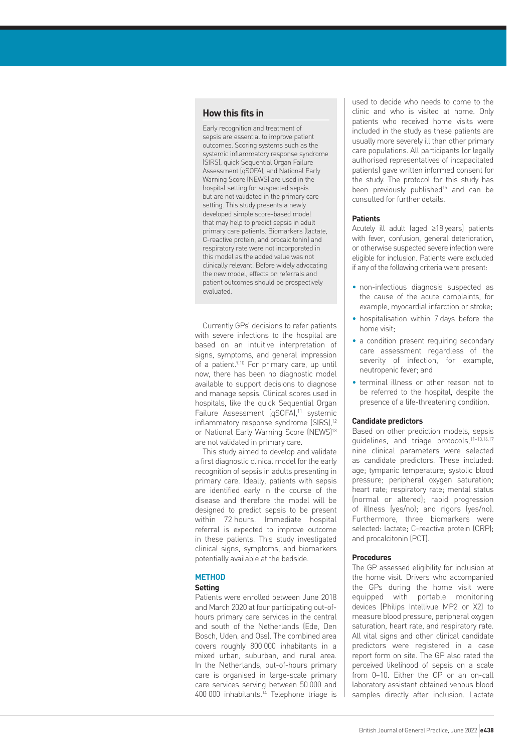## How this fits in

Early recognition and treatment of sepsis are essential to improve patient outcomes. Scoring systems such as the systemic inflammatory response syndrome (SIRS), quick Sequential Organ Failure Assessment (qSOFA), and National Early Warning Score (NEWS) are used in the hospital setting for suspected sepsis but are not validated in the primary care setting. This study presents a newly developed simple score-based model that may help to predict sepsis in adult primary care patients. Biomarkers (lactate, C-reactive protein, and procalcitonin) and respiratory rate were not incorporated in this model as the added value was not clinically relevant. Before widely advocating the new model, effects on referrals and patient outcomes should be prospectively evaluated.

Currently GPs' decisions to refer patients with severe infections to the hospital are based on an intuitive interpretation of signs, symptoms, and general impression of a patient.[9,10] For primary care, up until now, there has been no diagnostic model available to support decisions to diagnose and manage sepsis. Clinical scores used in hospitals, like the quick Sequential Organ Failure Assessment (qSOFA),[11] systemic inflammatory response syndrome (SIRS),[12] or National Early Warning Score (NEWS)[13] are not validated in primary care.

This study aimed to develop and validate a first diagnostic clinical model for the early recognition of sepsis in adults presenting in primary care. Ideally, patients with sepsis are identified early in the course of the disease and therefore the model will be designed to predict sepsis to be present within 72 hours. Immediate hospital referral is expected to improve outcome in these patients. This study investigated clinical signs, symptoms, and biomarkers potentially available at the bedside.

## METHOD

### Setting

Patients were enrolled between June 2018 and March 2020 at four participating out-of-hours primary care services in the central and south of the Netherlands (Ede, Den Bosch, Uden, and Oss). The combined area covers roughly 800 000 inhabitants in a mixed urban, suburban, and rural area. In the Netherlands, out-of-hours primary care is organised in large-scale primary care services serving between 50 000 and 400 000 inhabitants.[14] Telephone triage is used to decide who needs to come to the clinic and who is visited at home. Only patients who received home visits were included in the study as these patients are usually more severely ill than other primary care populations. All participants (or legally authorised representatives of incapacitated patients) gave written informed consent for the study. The protocol for this study has been previously published[15] and can be consulted for further details.

### Patients

Acutely ill adult (aged ≥18 years) patients with fever, confusion, general deterioration, or otherwise suspected severe infection were eligible for inclusion. Patients were excluded if any of the following criteria were present:

- non-infectious diagnosis suspected as the cause of the acute complaints, for example, myocardial infarction or stroke;
- hospitalisation within 7 days before the home visit;
- a condition present requiring secondary care assessment regardless of the severity of infection, for example, neutropenic fever; and
- terminal illness or other reason not to be referred to the hospital, despite the presence of a life-threatening condition.

### Candidate predictors

Based on other prediction models, sepsis guidelines, and triage protocols,[11–13,16,17] nine clinical parameters were selected as candidate predictors. These included: age; tympanic temperature; systolic blood pressure; peripheral oxygen saturation; heart rate; respiratory rate; mental status (normal or altered); rapid progression of illness (yes/no); and rigors (yes/no). Furthermore, three biomarkers were selected: lactate; C-reactive protein (CRP); and procalcitonin (PCT).

### Procedures

The GP assessed eligibility for inclusion at the home visit. Drivers who accompanied the GPs during the home visit were equipped with portable monitoring devices (Philips Intellivue MP2 or X2) to measure blood pressure, peripheral oxygen saturation, heart rate, and respiratory rate. All vital signs and other clinical candidate predictors were registered in a case report form on site. The GP also rated the perceived likelihood of sepsis on a scale from 0–10. Either the GP or an on-call laboratory assistant obtained venous blood samples directly after inclusion. Lactate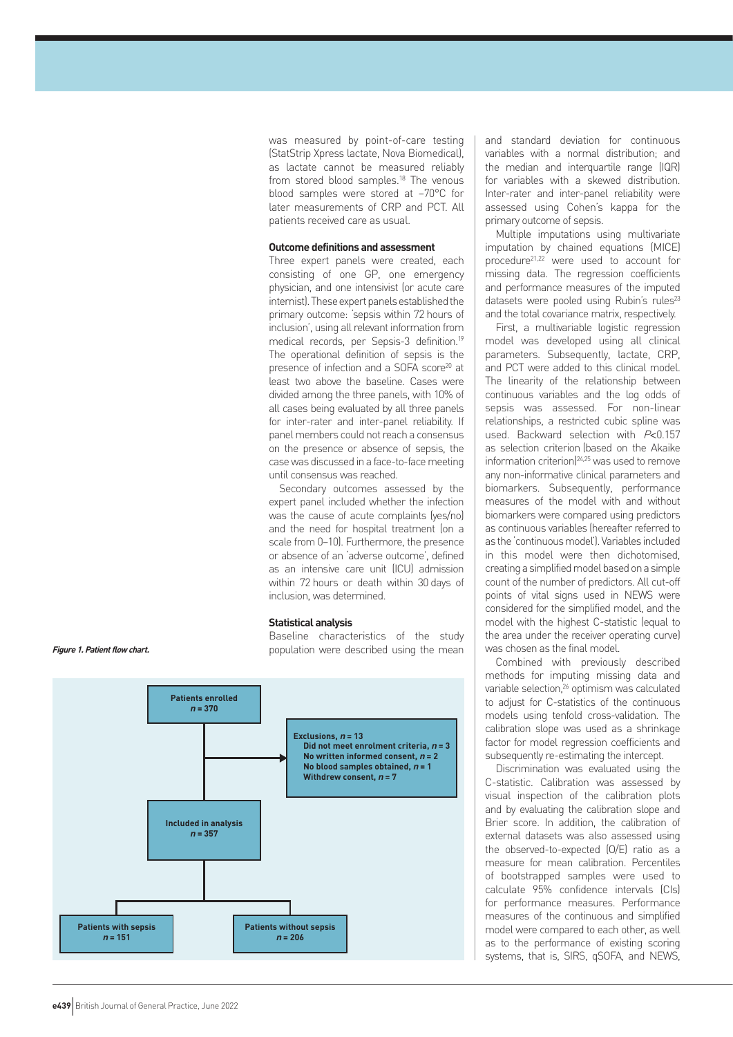was measured by point-of-care testing (StatStrip Xpress lactate, Nova Biomedical), as lactate cannot be measured reliably from stored blood samples.[18] The venous blood samples were stored at −70°C for later measurements of CRP and PCT. All patients received care as usual.

### Outcome definitions and assessment

Three expert panels were created, each consisting of one GP, one emergency physician, and one intensivist (or acute care internist). These expert panels established the primary outcome: 'sepsis within 72 hours of inclusion', using all relevant information from medical records, per Sepsis-3 definition.[19] The operational definition of sepsis is the presence of infection and a SOFA score[20] at least two above the baseline. Cases were divided among the three panels, with 10% of all cases being evaluated by all three panels for inter-rater and inter-panel reliability. If panel members could not reach a consensus on the presence or absence of sepsis, the case was discussed in a face-to-face meeting until consensus was reached.

Secondary outcomes assessed by the expert panel included whether the infection was the cause of acute complaints (yes/no) and the need for hospital treatment (on a scale from 0–10). Furthermore, the presence or absence of an 'adverse outcome', defined as an intensive care unit (ICU) admission within 72 hours or death within 30 days of inclusion, was determined.

### Statistical analysis

Baseline characteristics of the study population were described using the mean and standard deviation for continuous variables with a normal distribution; and the median and interquartile range (IQR) for variables with a skewed distribution. Inter-rater and inter-panel reliability were assessed using Cohen's kappa for the primary outcome of sepsis.

Multiple imputations using multivariate imputation by chained equations (MICE) procedure[21,22] were used to account for missing data. The regression coefficients and performance measures of the imputed datasets were pooled using Rubin's rules[23] and the total covariance matrix, respectively.

First, a multivariable logistic regression model was developed using all clinical parameters. Subsequently, lactate, CRP, and PCT were added to this clinical model. The linearity of the relationship between continuous variables and the log odds of sepsis was assessed. For non-linear relationships, a restricted cubic spline was used. Backward selection with $P$<0.157 as selection criterion (based on the Akaike information criterion)[24,25] was used to remove any non-informative clinical parameters and biomarkers. Subsequently, performance measures of the model with and without biomarkers were compared using predictors as continuous variables (hereafter referred to as the 'continuous model'). Variables included in this model were then dichotomised, creating a simplified model based on a simple count of the number of predictors. All cut-off points of vital signs used in NEWS were considered for the simplified model, and the model with the highest C-statistic (equal to the area under the receiver operating curve) was chosen as the final model.

Combined with previously described methods for imputing missing data and variable selection,[26] optimism was calculated to adjust for C-statistics of the continuous models using tenfold cross-validation. The calibration slope was used as a shrinkage factor for model regression coefficients and subsequently re-estimating the intercept.

Discrimination was evaluated using the C-statistic. Calibration was assessed by visual inspection of the calibration plots and by evaluating the calibration slope and Brier score. In addition, the calibration of external datasets was also assessed using the observed-to-expected (O/E) ratio as a measure for mean calibration. Percentiles of bootstrapped samples were used to calculate 95% confidence intervals (CIs) for performance measures. Performance measures of the continuous and simplified model were compared to each other, as well as to the performance of existing scoring systems, that is, SIRS, qSOFA, and NEWS,

***Figure 1. Patient flow chart.***

Patients enrolled $n$ = 370

Exclusions, $n$ = 13
- Did not meet enrolment criteria, $n$ = 3
- No written informed consent, $n$ = 2
- No blood samples obtained, $n$ = 1
- Withdrew consent, $n$ = 7

Included in analysis $n$ = 357

Patients with sepsis $n$ = 151

Patients without sepsis $n$ = 206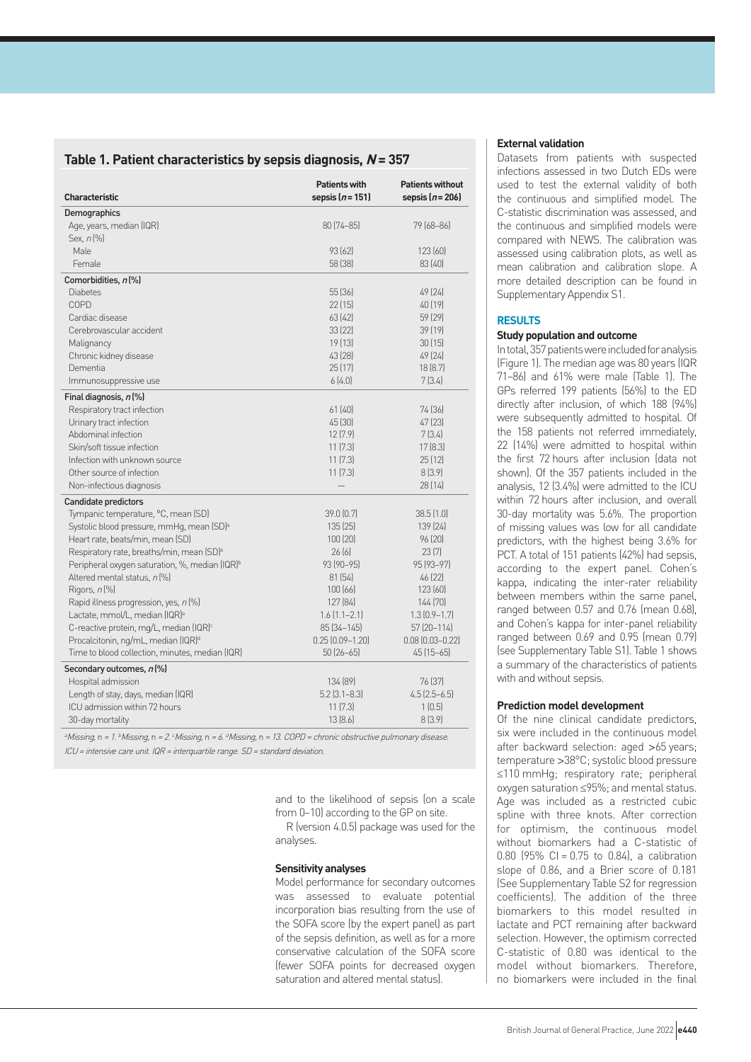## Table 1. Patient characteristics by sepsis diagnosis, *N* = 357

| Characteristic | Patients with sepsis (*n* = 151) | Patients without sepsis (*n* = 206) |
|---|---|---|
| **Demographics** | | |
| Age, years, median (IQR) | 80 (74–85) | 79 (68–86) |
| Sex, *n* (%) | | |
| Male | 93 (62) | 123 (60) |
| Female | 58 (38) | 83 (40) |
| **Comorbidities, *n* (%)** | | |
| Diabetes | 55 (36) | 49 (24) |
| COPD | 22 (15) | 40 (19) |
| Cardiac disease | 63 (42) | 59 (29) |
| Cerebrovascular accident | 33 (22) | 39 (19) |
| Malignancy | 19 (13) | 30 (15) |
| Chronic kidney disease | 43 (28) | 49 (24) |
| Dementia | 25 (17) | 18 (8.7) |
| Immunosuppressive use | 6 (4.0) | 7 (3.4) |
| **Final diagnosis, *n* (%)** | | |
| Respiratory tract infection | 61 (40) | 74 (36) |
| Urinary tract infection | 45 (30) | 47 (23) |
| Abdominal infection | 12 (7.9) | 7 (3.4) |
| Skin/soft tissue infection | 11 (7.3) | 17 (8.3) |
| Infection with unknown source | 11 (7.3) | 25 (12) |
| Other source of infection | 11 (7.3) | 8 (3.9) |
| Non-infectious diagnosis | — | 28 (14) |
| **Candidate predictors** | | |
| Tympanic temperature, °C, mean (SD) | 39.0 (0.7) | 38.5 (1.0) |
| Systolic blood pressure, mmHg, mean (SD)[a] | 135 (25) | 139 (24) |
| Heart rate, beats/min, mean (SD) | 100 (20) | 96 (20) |
| Respiratory rate, breaths/min, mean (SD)[a] | 26 (6) | 23 (7) |
| Peripheral oxygen saturation, %, median (IQR)[b] | 93 (90–95) | 95 (93–97) |
| Altered mental status, *n* (%) | 81 (54) | 46 (22) |
| Rigors, *n* (%) | 100 (66) | 123 (60) |
| Rapid illness progression, yes, *n* (%) | 127 (84) | 144 (70) |
| Lactate, mmol/L, median (IQR)[a] | 1.6 (1.1–2.1) | 1.3 (0.9–1.7) |
| C-reactive protein, mg/L, median (IQR)[c] | 85 (34–145) | 57 (20–114) |
| Procalcitonin, ng/mL, median (IQR)[d] | 0.25 (0.09–1.20) | 0.08 (0.03–0.22) |
| Time to blood collection, minutes, median (IQR) | 50 (26–65) | 45 (15–65) |
| **Secondary outcomes, *n* (%)** | | |
| Hospital admission | 134 (89) | 76 (37) |
| Length of stay, days, median (IQR) | 5.2 (3.1–8.3) | 4.5 (2.5–6.5) |
| ICU admission within 72 hours | 11 (7.3) | 1 (0.5) |
| 30-day mortality | 13 (8.6) | 8 (3.9) |

*[a]Missing, n = 1. [b]Missing, n = 2. [c]Missing, n = 6. [d]Missing, n = 13. COPD = chronic obstructive pulmonary disease. ICU = intensive care unit. IQR = interquartile range. SD = standard deviation.*

and to the likelihood of sepsis (on a scale from 0–10) according to the GP on site.

R (version 4.0.5) package was used for the analyses.

### Sensitivity analyses

Model performance for secondary outcomes was assessed to evaluate potential incorporation bias resulting from the use of the SOFA score (by the expert panel) as part of the sepsis definition, as well as for a more conservative calculation of the SOFA score (fewer SOFA points for decreased oxygen saturation and altered mental status).

### External validation

Datasets from patients with suspected infections assessed in two Dutch EDs were used to test the external validity of both the continuous and simplified model. The C-statistic discrimination was assessed, and the continuous and simplified models were compared with NEWS. The calibration was assessed using calibration plots, as well as mean calibration and calibration slope. A more detailed description can be found in Supplementary Appendix S1.

## RESULTS

### Study population and outcome

In total, 357 patients were included for analysis (Figure 1). The median age was 80 years (IQR 71–86) and 61% were male (Table 1). The GPs referred 199 patients (56%) to the ED directly after inclusion, of which 188 (94%) were subsequently admitted to hospital. Of the 158 patients not referred immediately, 22 (14%) were admitted to hospital within the first 72 hours after inclusion (data not shown). Of the 357 patients included in the analysis, 12 (3.4%) were admitted to the ICU within 72 hours after inclusion, and overall 30-day mortality was 5.6%. The proportion of missing values was low for all candidate predictors, with the highest being 3.6% for PCT. A total of 151 patients (42%) had sepsis, according to the expert panel. Cohen's kappa, indicating the inter-rater reliability between members within the same panel, ranged between 0.57 and 0.76 (mean 0.68), and Cohen's kappa for inter-panel reliability ranged between 0.69 and 0.95 (mean 0.79) (see Supplementary Table S1). Table 1 shows a summary of the characteristics of patients with and without sepsis.

### Prediction model development

Of the nine clinical candidate predictors, six were included in the continuous model after backward selection: aged >65 years; temperature >38°C; systolic blood pressure ≤110 mmHg; respiratory rate; peripheral oxygen saturation ≤95%; and mental status. Age was included as a restricted cubic spline with three knots. After correction for optimism, the continuous model without biomarkers had a C-statistic of 0.80 (95% CI = 0.75 to 0.84), a calibration slope of 0.86, and a Brier score of 0.181 (See Supplementary Table S2 for regression coefficients). The addition of the three biomarkers to this model resulted in lactate and PCT remaining after backward selection. However, the optimism corrected C-statistic of 0.80 was identical to the model without biomarkers. Therefore, no biomarkers were included in the final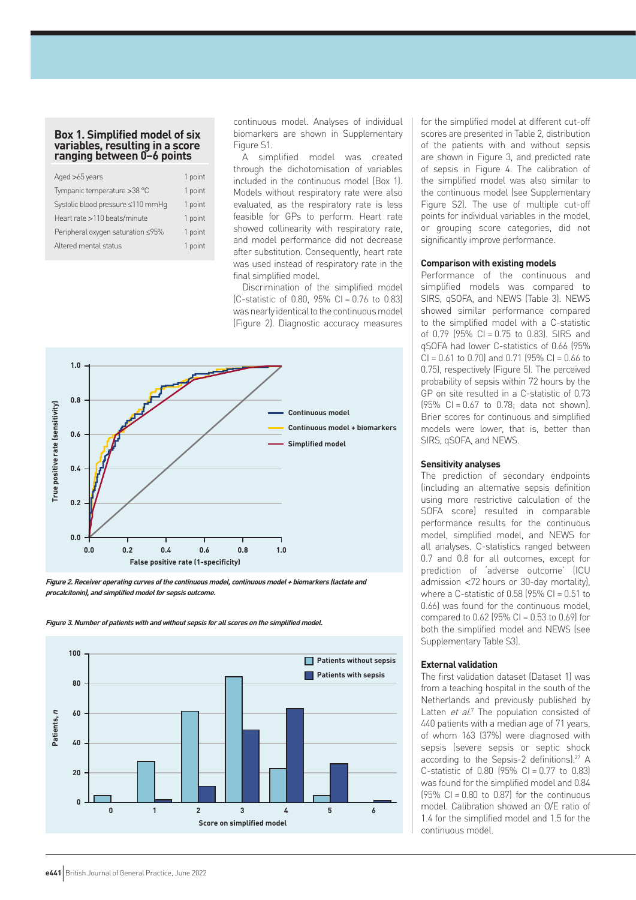**Box 1. Simplified model of six variables, resulting in a score ranging between 0–6 points**

| | |
|---|---|
| Aged >65 years | 1 point |
| Tympanic temperature >38 °C | 1 point |
| Systolic blood pressure ≤110 mmHg | 1 point |
| Heart rate >110 beats/minute | 1 point |
| Peripheral oxygen saturation ≤95% | 1 point |
| Altered mental status | 1 point |

continuous model. Analyses of individual biomarkers are shown in Supplementary Figure S1.

A simplified model was created through the dichotomisation of variables included in the continuous model (Box 1). Models without respiratory rate were also evaluated, as the respiratory rate is less feasible for GPs to perform. Heart rate showed collinearity with respiratory rate, and model performance did not decrease after substitution. Consequently, heart rate was used instead of respiratory rate in the final simplified model.

Discrimination of the simplified model (C-statistic of 0.80, 95% CI = 0.76 to 0.83) was nearly identical to the continuous model (Figure 2). Diagnostic accuracy measures for the simplified model at different cut-off scores are presented in Table 2, distribution of the patients with and without sepsis are shown in Figure 3, and predicted rate of sepsis in Figure 4. The calibration of the simplified model was also similar to the continuous model (see Supplementary Figure S2). The use of multiple cut-off points for individual variables in the model, or grouping score categories, did not significantly improve performance.

*Figure 2. Receiver operating curves of the continuous model, continuous model + biomarkers (lactate and procalcitonin), and simplified model for sepsis outcome.*

*Figure 3. Number of patients with and without sepsis for all scores on the simplified model.*

### Comparison with existing models

Performance of the continuous and simplified models was compared to SIRS, qSOFA, and NEWS (Table 3). NEWS showed similar performance compared to the simplified model with a C-statistic of 0.79 (95% CI = 0.75 to 0.83). SIRS and qSOFA had lower C-statistics of 0.66 (95% CI = 0.61 to 0.70) and 0.71 (95% CI = 0.66 to 0.75), respectively (Figure 5). The perceived probability of sepsis within 72 hours by the GP on site resulted in a C-statistic of 0.73 (95% CI = 0.67 to 0.78; data not shown). Brier scores for continuous and simplified models were lower, that is, better than SIRS, qSOFA, and NEWS.

### Sensitivity analyses

The prediction of secondary endpoints (including an alternative sepsis definition using more restrictive calculation of the SOFA score) resulted in comparable performance results for the continuous model, simplified model, and NEWS for all analyses. C-statistics ranged between 0.7 and 0.8 for all outcomes, except for prediction of 'adverse outcome' (ICU admission <72 hours or 30-day mortality), where a C-statistic of 0.58 (95% CI = 0.51 to 0.66) was found for the continuous model, compared to 0.62 (95% CI = 0.53 to 0.69) for both the simplified model and NEWS (see Supplementary Table S3).

### External validation

The first validation dataset (Dataset 1) was from a teaching hospital in the south of the Netherlands and previously published by Latten *et al*.[7] The population consisted of 440 patients with a median age of 71 years, of whom 163 (37%) were diagnosed with sepsis (severe sepsis or septic shock according to the Sepsis-2 definitions).[27] A C-statistic of 0.80 (95% CI = 0.77 to 0.83) was found for the simplified model and 0.84 (95% CI = 0.80 to 0.87) for the continuous model. Calibration showed an O/E ratio of 1.4 for the simplified model and 1.5 for the continuous model.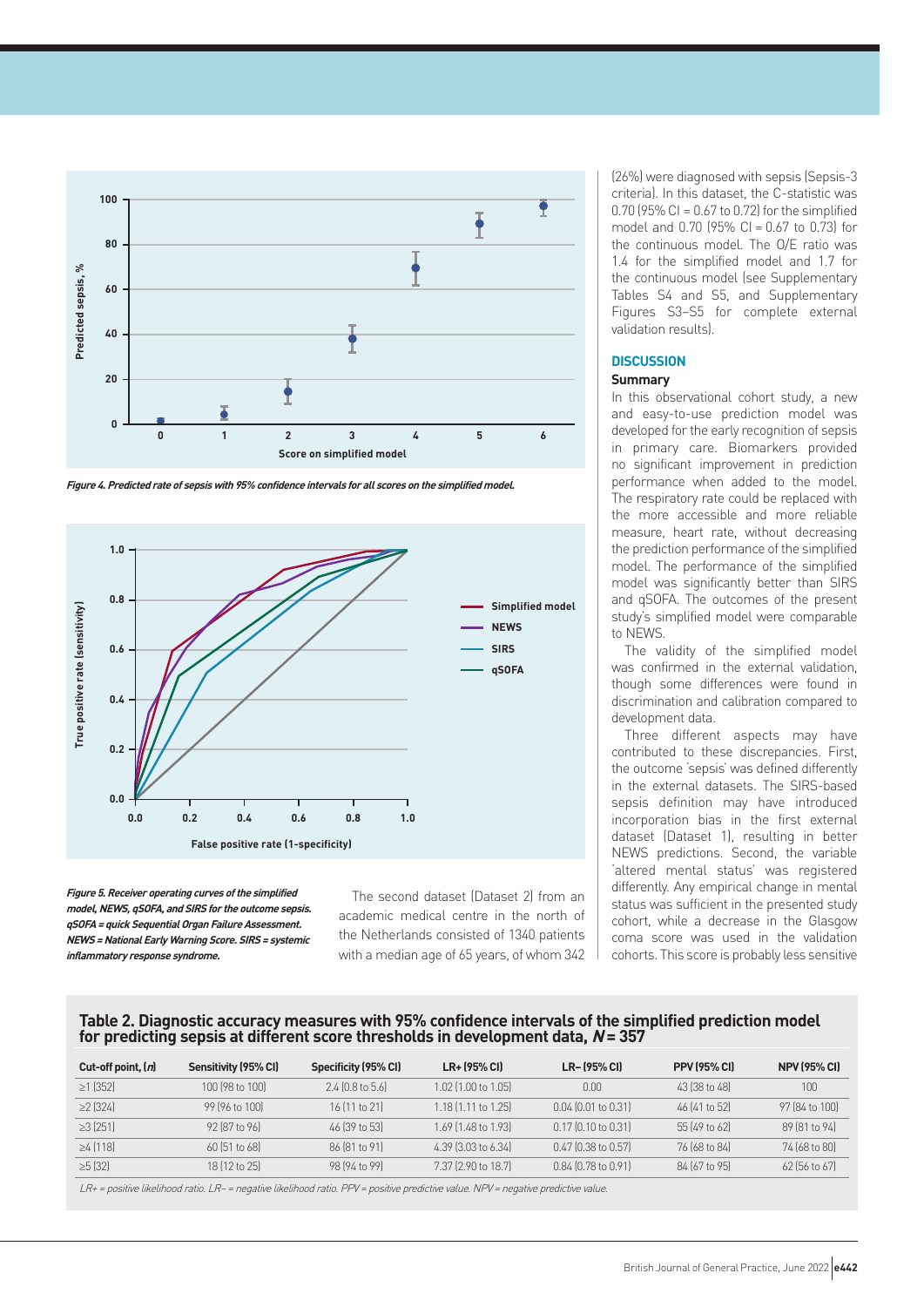Figure 4. Predicted rate of sepsis with 95% confidence intervals for all scores on the simplified model.

Figure 5. Receiver operating curves of the simplified model, NEWS, qSOFA, and SIRS for the outcome sepsis. qSOFA = quick Sequential Organ Failure Assessment. NEWS = National Early Warning Score. SIRS = systemic inflammatory response syndrome.

The second dataset (Dataset 2) from an academic medical centre in the north of the Netherlands consisted of 1340 patients with a median age of 65 years, of whom 342 (26%) were diagnosed with sepsis (Sepsis-3 criteria). In this dataset, the C-statistic was 0.70 (95% CI = 0.67 to 0.72) for the simplified model and 0.70 (95% CI = 0.67 to 0.73) for the continuous model. The O/E ratio was 1.4 for the simplified model and 1.7 for the continuous model (see Supplementary Tables S4 and S5, and Supplementary Figures S3–S5 for complete external validation results).

## DISCUSSION

### Summary

In this observational cohort study, a new and easy-to-use prediction model was developed for the early recognition of sepsis in primary care. Biomarkers provided no significant improvement in prediction performance when added to the model. The respiratory rate could be replaced with the more accessible and more reliable measure, heart rate, without decreasing the prediction performance of the simplified model. The performance of the simplified model was significantly better than SIRS and qSOFA. The outcomes of the present study's simplified model were comparable to NEWS.

The validity of the simplified model was confirmed in the external validation, though some differences were found in discrimination and calibration compared to development data.

Three different aspects may have contributed to these discrepancies. First, the outcome 'sepsis' was defined differently in the external datasets. The SIRS-based sepsis definition may have introduced incorporation bias in the first external dataset (Dataset 1), resulting in better NEWS predictions. Second, the variable 'altered mental status' was registered differently. Any empirical change in mental status was sufficient in the presented study cohort, while a decrease in the Glasgow coma score was used in the validation cohorts. This score is probably less sensitive

**Table 2. Diagnostic accuracy measures with 95% confidence intervals of the simplified prediction model for predicting sepsis at different score thresholds in development data, $N = 357$**

| Cut-off point, (*n*) | Sensitivity (95% CI) | Specificity (95% CI) | LR+ (95% CI) | LR– (95% CI) | PPV (95% CI) | NPV (95% CI) |
|---|---|---|---|---|---|---|
| ≥1 (352) | 100 (98 to 100) | 2.4 (0.8 to 5.6) | 1.02 (1.00 to 1.05) | 0.00 | 43 (38 to 48) | 100 |
| ≥2 (324) | 99 (96 to 100) | 16 (11 to 21) | 1.18 (1.11 to 1.25) | 0.04 (0.01 to 0.31) | 46 (41 to 52) | 97 (84 to 100) |
| ≥3 (251) | 92 (87 to 96) | 46 (39 to 53) | 1.69 (1.48 to 1.93) | 0.17 (0.10 to 0.31) | 55 (49 to 62) | 89 (81 to 94) |
| ≥4 (118) | 60 (51 to 68) | 86 (81 to 91) | 4.39 (3.03 to 6.34) | 0.47 (0.38 to 0.57) | 76 (68 to 84) | 74 (68 to 80) |
| ≥5 (32) | 18 (12 to 25) | 98 (94 to 99) | 7.37 (2.90 to 18.7) | 0.84 (0.78 to 0.91) | 84 (67 to 95) | 62 (56 to 67) |

*LR+ = positive likelihood ratio. LR– = negative likelihood ratio. PPV = positive predictive value. NPV = negative predictive value.*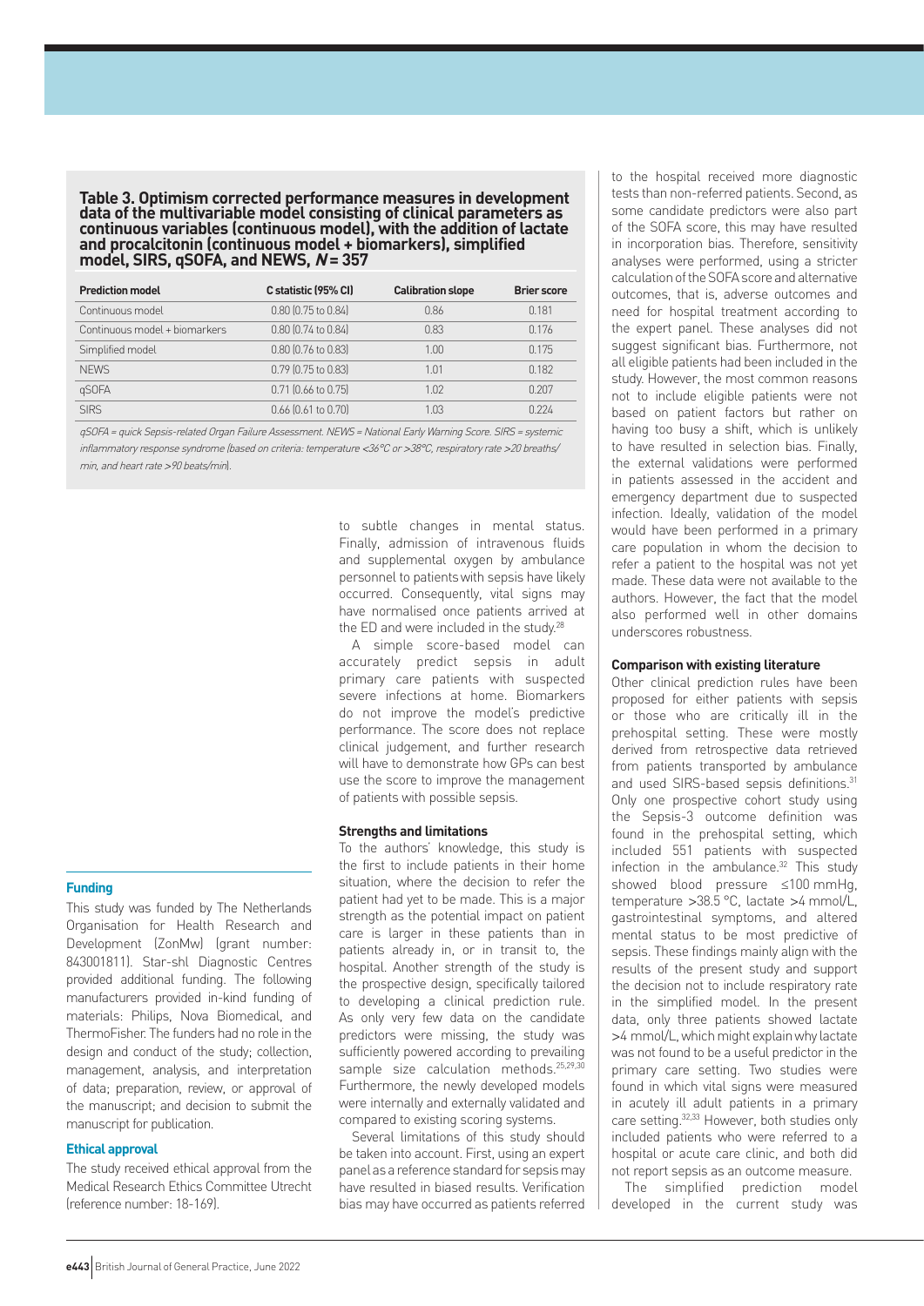**Table 3. Optimism corrected performance measures in development data of the multivariable model consisting of clinical parameters as continuous variables (continuous model), with the addition of lactate and procalcitonin (continuous model + biomarkers), simplified model, SIRS, qSOFA, and NEWS, *N* = 357**

| Prediction model | C statistic (95% CI) | Calibration slope | Brier score |
|---|---|---|---|
| Continuous model | 0.80 (0.75 to 0.84) | 0.86 | 0.181 |
| Continuous model + biomarkers | 0.80 (0.74 to 0.84) | 0.83 | 0.176 |
| Simplified model | 0.80 (0.76 to 0.83) | 1.00 | 0.175 |
| NEWS | 0.79 (0.75 to 0.83) | 1.01 | 0.182 |
| qSOFA | 0.71 (0.66 to 0.75) | 1.02 | 0.207 |
| SIRS | 0.66 (0.61 to 0.70) | 1.03 | 0.224 |

*qSOFA = quick Sepsis-related Organ Failure Assessment. NEWS = National Early Warning Score. SIRS = systemic inflammatory response syndrome (based on criteria: temperature <36°C or >38°C, respiratory rate >20 breaths/min, and heart rate >90 beats/min).*

to subtle changes in mental status. Finally, admission of intravenous fluids and supplemental oxygen by ambulance personnel to patients with sepsis have likely occurred. Consequently, vital signs may have normalised once patients arrived at the ED and were included in the study.[28]

A simple score-based model can accurately predict sepsis in adult primary care patients with suspected severe infections at home. Biomarkers do not improve the model's predictive performance. The score does not replace clinical judgement, and further research will have to demonstrate how GPs can best use the score to improve the management of patients with possible sepsis.

### Strengths and limitations

To the authors' knowledge, this study is the first to include patients in their home situation, where the decision to refer the patient had yet to be made. This is a major strength as the potential impact on patient care is larger in these patients than in patients already in, or in transit to, the hospital. Another strength of the study is the prospective design, specifically tailored to developing a clinical prediction rule. As only very few data on the candidate predictors were missing, the study was sufficiently powered according to prevailing sample size calculation methods.[25,29,30] Furthermore, the newly developed models were internally and externally validated and compared to existing scoring systems.

Several limitations of this study should be taken into account. First, using an expert panel as a reference standard for sepsis may have resulted in biased results. Verification bias may have occurred as patients referred to the hospital received more diagnostic tests than non-referred patients. Second, as some candidate predictors were also part of the SOFA score, this may have resulted in incorporation bias. Therefore, sensitivity analyses were performed, using a stricter calculation of the SOFA score and alternative outcomes, that is, adverse outcomes and need for hospital treatment according to the expert panel. These analyses did not suggest significant bias. Furthermore, not all eligible patients had been included in the study. However, the most common reasons not to include eligible patients were not based on patient factors but rather on having too busy a shift, which is unlikely to have resulted in selection bias. Finally, the external validations were performed in patients assessed in the accident and emergency department due to suspected infection. Ideally, validation of the model would have been performed in a primary care population in whom the decision to refer a patient to the hospital was not yet made. These data were not available to the authors. However, the fact that the model also performed well in other domains underscores robustness.

### Comparison with existing literature

Other clinical prediction rules have been proposed for either patients with sepsis or those who are critically ill in the prehospital setting. These were mostly derived from retrospective data retrieved from patients transported by ambulance and used SIRS-based sepsis definitions.[31] Only one prospective cohort study using the Sepsis-3 outcome definition was found in the prehospital setting, which included 551 patients with suspected infection in the ambulance.[32] This study showed blood pressure ≤100 mmHg, temperature >38.5 °C, lactate >4 mmol/L, gastrointestinal symptoms, and altered mental status to be most predictive of sepsis. These findings mainly align with the results of the present study and support the decision not to include respiratory rate in the simplified model. In the present data, only three patients showed lactate >4 mmol/L, which might explain why lactate was not found to be a useful predictor in the primary care setting. Two studies were found in which vital signs were measured in acutely ill adult patients in a primary care setting.[32,33] However, both studies only included patients who were referred to a hospital or acute care clinic, and both did not report sepsis as an outcome measure.

The simplified prediction model developed in the current study was

### Funding

This study was funded by The Netherlands Organisation for Health Research and Development (ZonMw) (grant number: 843001811). Star-shl Diagnostic Centres provided additional funding. The following manufacturers provided in-kind funding of materials: Philips, Nova Biomedical, and ThermoFisher. The funders had no role in the design and conduct of the study; collection, management, analysis, and interpretation of data; preparation, review, or approval of the manuscript; and decision to submit the manuscript for publication.

### Ethical approval

The study received ethical approval from the Medical Research Ethics Committee Utrecht (reference number: 18-169).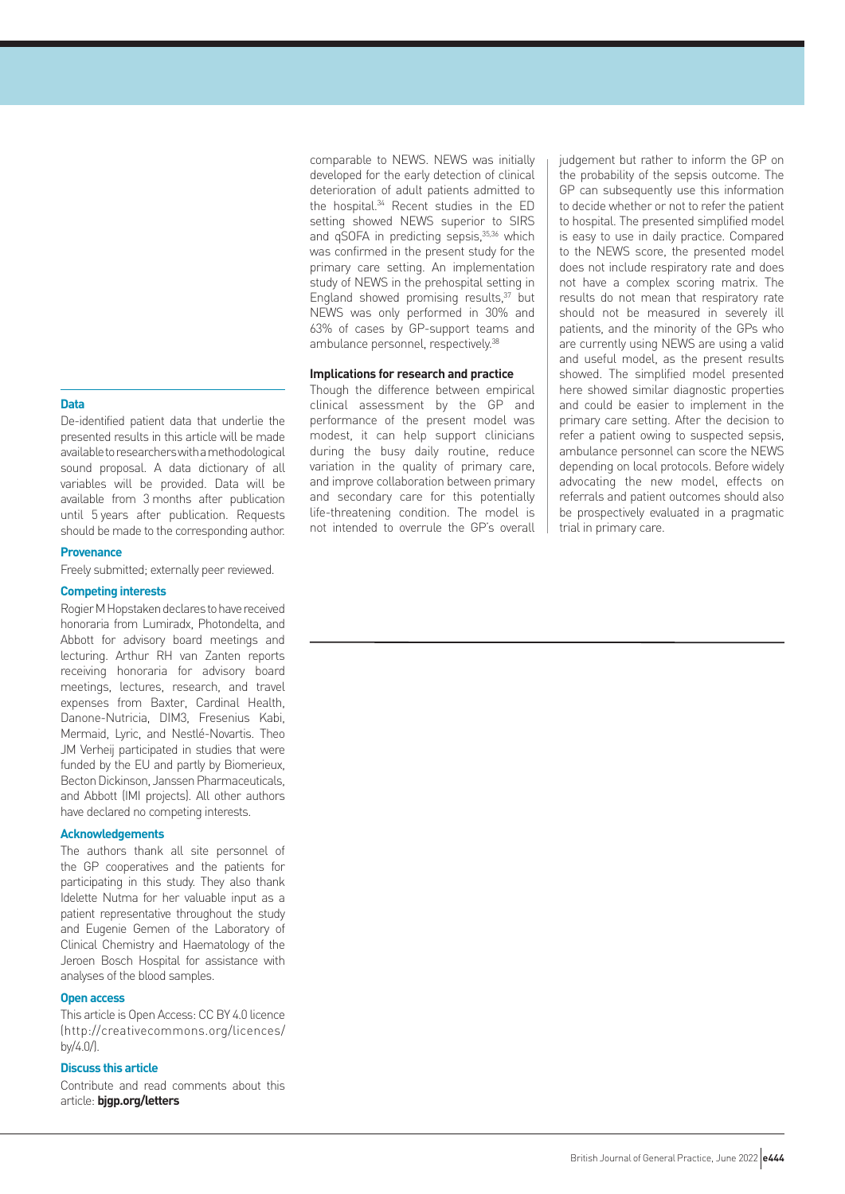comparable to NEWS. NEWS was initially developed for the early detection of clinical deterioration of adult patients admitted to the hospital.[34] Recent studies in the ED setting showed NEWS superior to SIRS and qSOFA in predicting sepsis,[35,36] which was confirmed in the present study for the primary care setting. An implementation study of NEWS in the prehospital setting in England showed promising results,[37] but NEWS was only performed in 30% and 63% of cases by GP-support teams and ambulance personnel, respectively.[38]

### Implications for research and practice

Though the difference between empirical clinical assessment by the GP and performance of the present model was modest, it can help support clinicians during the busy daily routine, reduce variation in the quality of primary care, and improve collaboration between primary and secondary care for this potentially life-threatening condition. The model is not intended to overrule the GP's overall judgement but rather to inform the GP on the probability of the sepsis outcome. The GP can subsequently use this information to decide whether or not to refer the patient to hospital. The presented simplified model is easy to use in daily practice. Compared to the NEWS score, the presented model does not include respiratory rate and does not have a complex scoring matrix. The results do not mean that respiratory rate should not be measured in severely ill patients, and the minority of the GPs who are currently using NEWS are using a valid and useful model, as the present results showed. The simplified model presented here showed similar diagnostic properties and could be easier to implement in the primary care setting. After the decision to refer a patient owing to suspected sepsis, ambulance personnel can score the NEWS depending on local protocols. Before widely advocating the new model, effects on referrals and patient outcomes should also be prospectively evaluated in a pragmatic trial in primary care.

#### Data

De-identified patient data that underlie the presented results in this article will be made available to researchers with a methodological sound proposal. A data dictionary of all variables will be provided. Data will be available from 3 months after publication until 5 years after publication. Requests should be made to the corresponding author.

#### Provenance

Freely submitted; externally peer reviewed.

#### Competing interests

Rogier M Hopstaken declares to have received honoraria from Lumiradx, Photondelta, and Abbott for advisory board meetings and lecturing. Arthur RH van Zanten reports receiving honoraria for advisory board meetings, lectures, research, and travel expenses from Baxter, Cardinal Health, Danone-Nutricia, DIM3, Fresenius Kabi, Mermaid, Lyric, and Nestlé-Novartis. Theo JM Verheij participated in studies that were funded by the EU and partly by Biomerieux, Becton Dickinson, Janssen Pharmaceuticals, and Abbott (IMI projects). All other authors have declared no competing interests.

#### Acknowledgements

The authors thank all site personnel of the GP cooperatives and the patients for participating in this study. They also thank Idelette Nutma for her valuable input as a patient representative throughout the study and Eugenie Gemen of the Laboratory of Clinical Chemistry and Haematology of the Jeroen Bosch Hospital for assistance with analyses of the blood samples.

#### Open access

This article is Open Access: CC BY 4.0 licence (http://creativecommons.org/licences/by/4.0/).

#### Discuss this article

Contribute and read comments about this article: **bjgp.org/letters**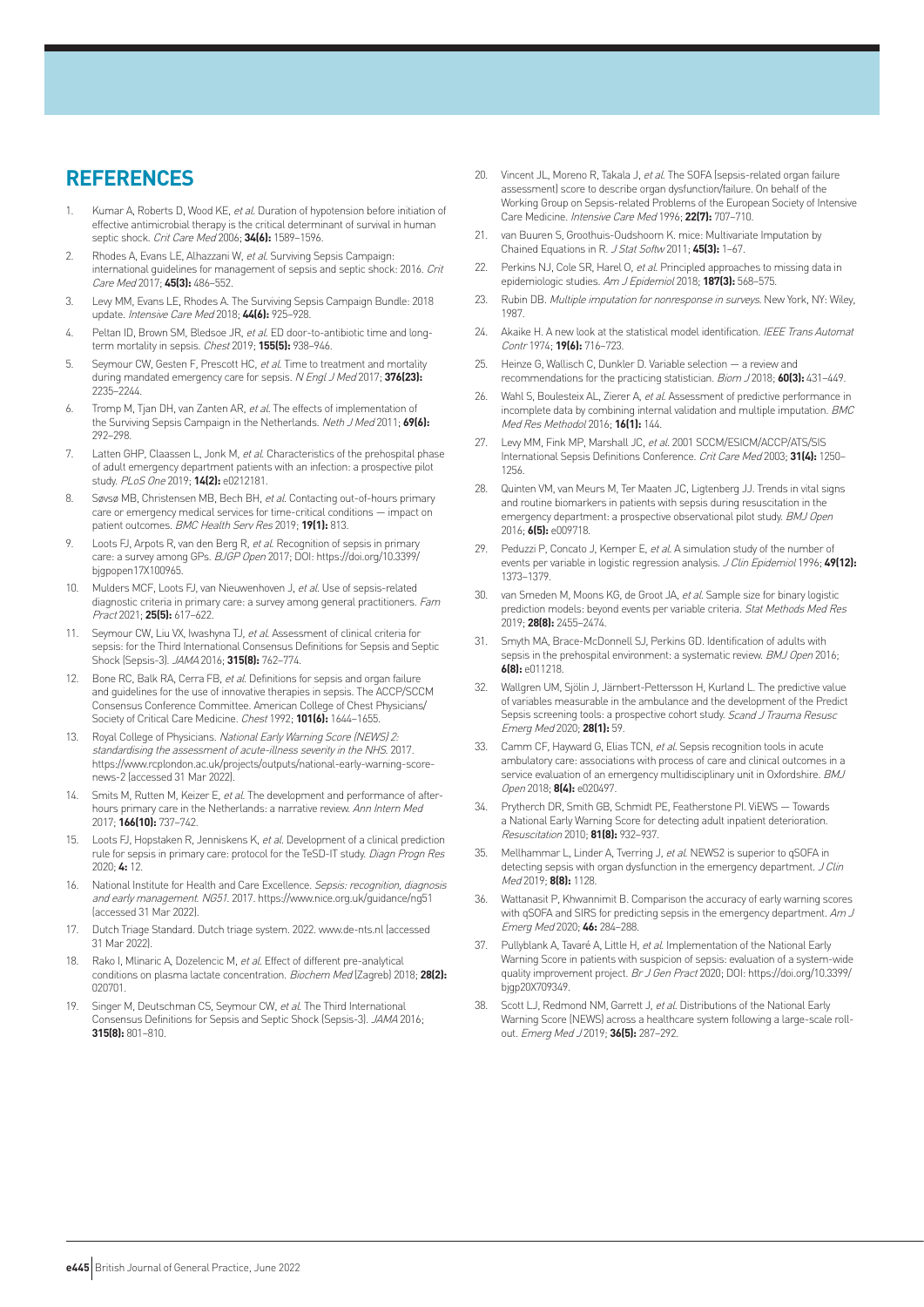## REFERENCES

1. Kumar A, Roberts D, Wood KE, *et al.* Duration of hypotension before initiation of effective antimicrobial therapy is the critical determinant of survival in human septic shock. *Crit Care Med* 2006; **34(6):** 1589–1596.
2. Rhodes A, Evans LE, Alhazzani W, *et al.* Surviving Sepsis Campaign: international guidelines for management of sepsis and septic shock: 2016. *Crit Care Med* 2017; **45(3):** 486–552.
3. Levy MM, Evans LE, Rhodes A. The Surviving Sepsis Campaign Bundle: 2018 update. *Intensive Care Med* 2018; **44(6):** 925–928.
4. Peltan ID, Brown SM, Bledsoe JR, *et al.* ED door-to-antibiotic time and long-term mortality in sepsis. *Chest* 2019; **155(5):** 938–946.
5. Seymour CW, Gesten F, Prescott HC, *et al.* Time to treatment and mortality during mandated emergency care for sepsis. *N Engl J Med* 2017; **376(23):** 2235–2244.
6. Tromp M, Tjan DH, van Zanten AR, *et al.* The effects of implementation of the Surviving Sepsis Campaign in the Netherlands. *Neth J Med* 2011; **69(6):** 292–298.
7. Latten GHP, Claassen L, Jonk M, *et al.* Characteristics of the prehospital phase of adult emergency department patients with an infection: a prospective pilot study. *PLoS One* 2019; **14(2):** e0212181.
8. Søvsø MB, Christensen MB, Bech BH, *et al.* Contacting out-of-hours primary care or emergency medical services for time-critical conditions — impact on patient outcomes. *BMC Health Serv Res* 2019; **19(1):** 813.
9. Loots FJ, Arpots R, van den Berg R, *et al.* Recognition of sepsis in primary care: a survey among GPs. *BJGP Open* 2017; DOI: https://doi.org/10.3399/bjgpopen17X100965.
10. Mulders MCF, Loots FJ, van Nieuwenhoven J, *et al.* Use of sepsis-related diagnostic criteria in primary care: a survey among general practitioners. *Fam Pract* 2021; **25(5):** 617–622.
11. Seymour CW, Liu VX, Iwashyna TJ, *et al.* Assessment of clinical criteria for sepsis: for the Third International Consensus Definitions for Sepsis and Septic Shock (Sepsis-3). *JAMA* 2016; **315(8):** 762–774.
12. Bone RC, Balk RA, Cerra FB, *et al.* Definitions for sepsis and organ failure and guidelines for the use of innovative therapies in sepsis. The ACCP/SCCM Consensus Conference Committee. American College of Chest Physicians/ Society of Critical Care Medicine. *Chest* 1992; **101(6):** 1644–1655.
13. Royal College of Physicians. *National Early Warning Score (NEWS) 2: standardising the assessment of acute-illness severity in the NHS.* 2017. https://www.rcplondon.ac.uk/projects/outputs/national-early-warning-score-news-2 (accessed 31 Mar 2022).
14. Smits M, Rutten M, Keizer E, *et al.* The development and performance of after-hours primary care in the Netherlands: a narrative review. *Ann Intern Med* 2017; **166(10):** 737–742.
15. Loots FJ, Hopstaken R, Jenniskens K, *et al.* Development of a clinical prediction rule for sepsis in primary care: protocol for the TeSD-IT study. *Diagn Progn Res* 2020; **4:** 12.
16. National Institute for Health and Care Excellence. *Sepsis: recognition, diagnosis and early management. NG51.* 2017. https://www.nice.org.uk/guidance/ng51 (accessed 31 Mar 2022).
17. Dutch Triage Standard. Dutch triage system. 2022. www.de-nts.nl (accessed 31 Mar 2022).
18. Rako I, Mlinaric A, Dozelencic M, *et al.* Effect of different pre-analytical conditions on plasma lactate concentration. *Biochem Med* (Zagreb) 2018; **28(2):** 020701.
19. Singer M, Deutschman CS, Seymour CW, *et al.* The Third International Consensus Definitions for Sepsis and Septic Shock (Sepsis-3). *JAMA* 2016; **315(8):** 801–810.
20. Vincent JL, Moreno R, Takala J, *et al.* The SOFA (sepsis-related organ failure assessment) score to describe organ dysfunction/failure. On behalf of the Working Group on Sepsis-related Problems of the European Society of Intensive Care Medicine. *Intensive Care Med* 1996; **22(7):** 707–710.
21. van Buuren S, Groothuis-Oudshoorn K. mice: Multivariate Imputation by Chained Equations in R. *J Stat Softw* 2011; **45(3):** 1–67.
22. Perkins NJ, Cole SR, Harel O, *et al.* Principled approaches to missing data in epidemiologic studies. *Am J Epidemiol* 2018; **187(3):** 568–575.
23. Rubin DB. *Multiple imputation for nonresponse in surveys.* New York, NY: Wiley, 1987.
24. Akaike H. A new look at the statistical model identification. *IEEE Trans Automat Contr* 1974; **19(6):** 716–723.
25. Heinze G, Wallisch C, Dunkler D. Variable selection — a review and recommendations for the practicing statistician. *Biom J* 2018; **60(3):** 431–449.
26. Wahl S, Boulesteix AL, Zierer A, *et al.* Assessment of predictive performance in incomplete data by combining internal validation and multiple imputation. *BMC Med Res Methodol* 2016; **16(1):** 144.
27. Levy MM, Fink MP, Marshall JC, *et al.* 2001 SCCM/ESICM/ACCP/ATS/SIS International Sepsis Definitions Conference. *Crit Care Med* 2003; **31(4):** 1250–1256.
28. Quinten VM, van Meurs M, Ter Maaten JC, Ligtenberg JJ. Trends in vital signs and routine biomarkers in patients with sepsis during resuscitation in the emergency department: a prospective observational pilot study. *BMJ Open* 2016; **6(5):** e009718.
29. Peduzzi P, Concato J, Kemper E, *et al.* A simulation study of the number of events per variable in logistic regression analysis. *J Clin Epidemiol* 1996; **49(12):** 1373–1379.
30. van Smeden M, Moons KG, de Groot JA, *et al.* Sample size for binary logistic prediction models: beyond events per variable criteria. *Stat Methods Med Res* 2019; **28(8):** 2455–2474.
31. Smyth MA, Brace-McDonnell SJ, Perkins GD. Identification of adults with sepsis in the prehospital environment: a systematic review. *BMJ Open* 2016; **6(8):** e011218.
32. Wallgren UM, Sjölin J, Järnbert-Pettersson H, Kurland L. The predictive value of variables measurable in the ambulance and the development of the Predict Sepsis screening tools: a prospective cohort study. *Scand J Trauma Resusc Emerg Med* 2020; **28(1):** 59.
33. Camm CF, Hayward G, Elias TCN, *et al.* Sepsis recognition tools in acute ambulatory care: associations with process of care and clinical outcomes in a service evaluation of an emergency multidisciplinary unit in Oxfordshire. *BMJ Open* 2018; **8(4):** e020497.
34. Prytherch DR, Smith GB, Schmidt PE, Featherstone PI. ViEWS — Towards a National Early Warning Score for detecting adult inpatient deterioration. *Resuscitation* 2010; **81(8):** 932–937.
35. Mellhammar L, Linder A, Tverring J, *et al.* NEWS2 is superior to qSOFA in detecting sepsis with organ dysfunction in the emergency department. *J Clin Med* 2019; **8(8):** 1128.
36. Wattanasit P, Khwannimit B. Comparison the accuracy of early warning scores with qSOFA and SIRS for predicting sepsis in the emergency department. *Am J Emerg Med* 2020; **46:** 284–288.
37. Pullyblank A, Tavaré A, Little H, *et al.* Implementation of the National Early Warning Score in patients with suspicion of sepsis: evaluation of a system-wide quality improvement project. *Br J Gen Pract* 2020; DOI: https://doi.org/10.3399/bjgp20X709349.
38. Scott LJ, Redmond NM, Garrett J, *et al.* Distributions of the National Early Warning Score (NEWS) across a healthcare system following a large-scale roll-out. *Emerg Med J* 2019; **36(5):** 287–292.